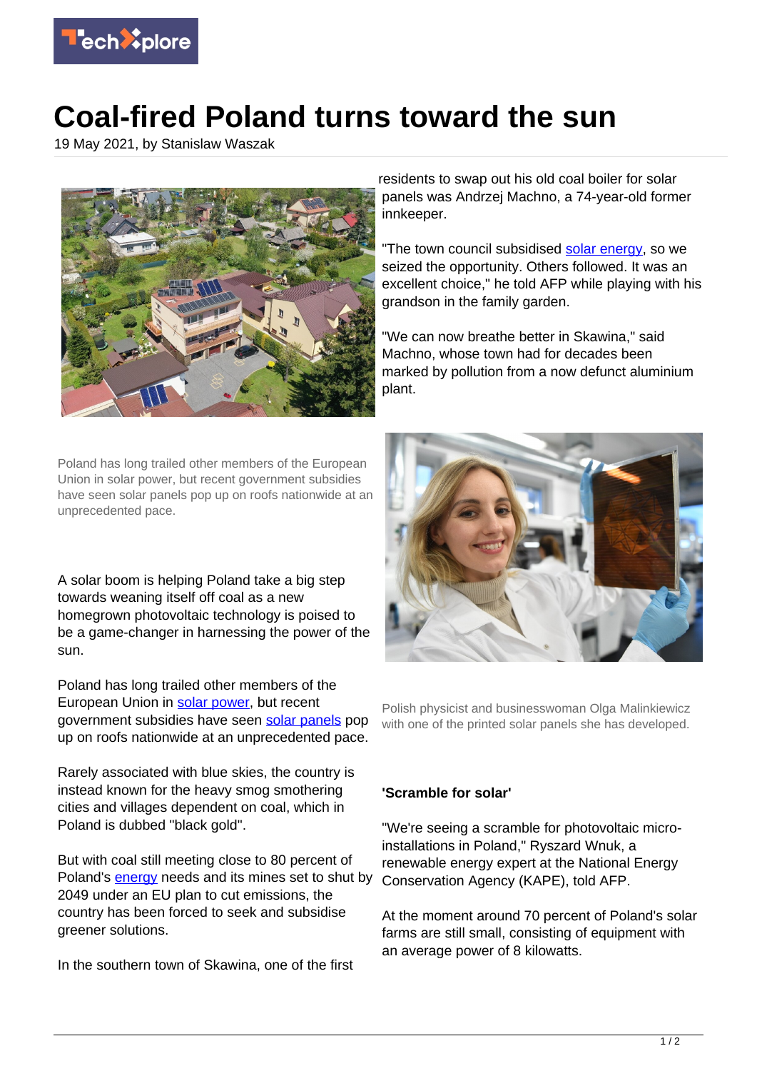# Coal-fired Poland turns toward the sun

19 May 2021, by Stanislaw Waszak

Poland has long trailed other members of the European Union in solar power, but recent government subsidies have seen solar panels pop up on roofs nationwide at an unprecedented pace.

A solar boom is helping Poland take a big step towards weaning itself off coal as a new homegrown photovoltaic technology is poised to be a game-changer in harnessing the power of the sun.

Poland has long trailed other members of the European Union in solar power, but recent government subsidies have seen solar panels pop up on roofs nationwide at an unprecedented pace.

Rarely associated with blue skies, the country is instead known for the heavy smog smothering cities and villages dependent on coal, which in Poland is dubbed "black gold".

But with coal still meeting close to 80 percent of Poland's energy needs and its mines set to shut by 2049 under an EU plan to cut emissions, the country has been forced to seek and subsidise greener solutions.

In the southern town of Skawina, one of the first residents to swap out his old coal boiler for solar panels was Andrzej Machno, a 74-year-old former innkeeper.

"The town council subsidised solar energy, so we seized the opportunity. Others followed. It was an excellent choice," he told AFP while playing with his grandson in the family garden.

"We can now breathe better in Skawina," said Machno, whose town had for decades been marked by pollution from a now defunct aluminium plant.

Polish physicist and businesswoman Olga Malinkiewicz with one of the printed solar panels she has developed.

**'Scramble for solar'**

"We're seeing a scramble for photovoltaic micro-installations in Poland," Ryszard Wnuk, a renewable energy expert at the National Energy Conservation Agency (KAPE), told AFP.

At the moment around 70 percent of Poland's solar farms are still small, consisting of equipment with an average power of 8 kilowatts.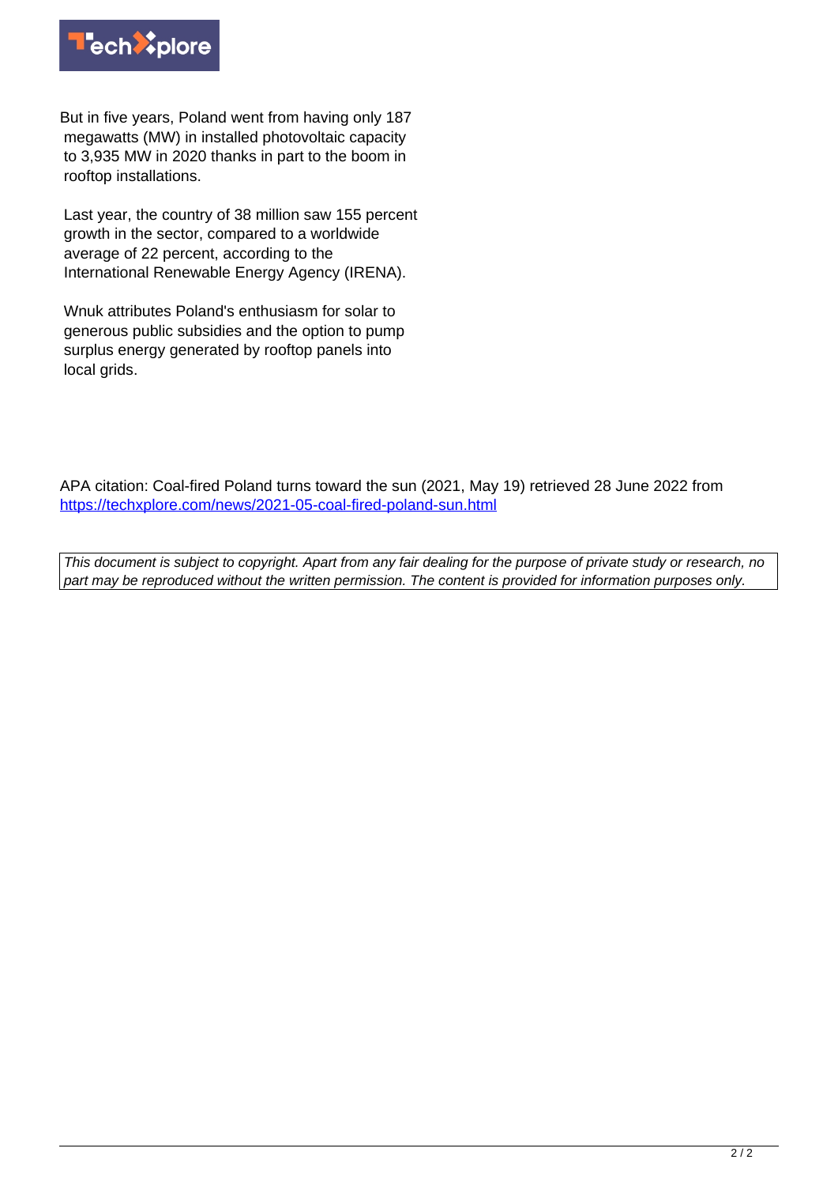But in five years, Poland went from having only 187 megawatts (MW) in installed photovoltaic capacity to 3,935 MW in 2020 thanks in part to the boom in rooftop installations.

Last year, the country of 38 million saw 155 percent growth in the sector, compared to a worldwide average of 22 percent, according to the International Renewable Energy Agency (IRENA).

Wnuk attributes Poland's enthusiasm for solar to generous public subsidies and the option to pump surplus energy generated by rooftop panels into local grids.

APA citation: Coal-fired Poland turns toward the sun (2021, May 19) retrieved 28 June 2022 from https://techxplore.com/news/2021-05-coal-fired-poland-sun.html

*This document is subject to copyright. Apart from any fair dealing for the purpose of private study or research, no part may be reproduced without the written permission. The content is provided for information purposes only.*